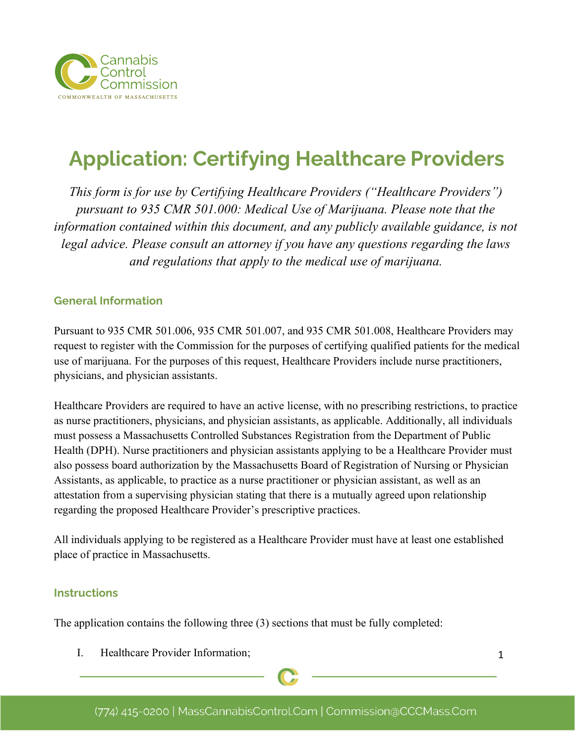# Application: Certifying Healthcare Providers

*This form is for use by Certifying Healthcare Providers ("Healthcare Providers") pursuant to 935 CMR 501.000: Medical Use of Marijuana. Please note that the information contained within this document, and any publicly available guidance, is not legal advice. Please consult an attorney if you have any questions regarding the laws and regulations that apply to the medical use of marijuana.*

## General Information

Pursuant to 935 CMR 501.006, 935 CMR 501.007, and 935 CMR 501.008, Healthcare Providers may request to register with the Commission for the purposes of certifying qualified patients for the medical use of marijuana. For the purposes of this request, Healthcare Providers include nurse practitioners, physicians, and physician assistants.

Healthcare Providers are required to have an active license, with no prescribing restrictions, to practice as nurse practitioners, physicians, and physician assistants, as applicable. Additionally, all individuals must possess a Massachusetts Controlled Substances Registration from the Department of Public Health (DPH). Nurse practitioners and physician assistants applying to be a Healthcare Provider must also possess board authorization by the Massachusetts Board of Registration of Nursing or Physician Assistants, as applicable, to practice as a nurse practitioner or physician assistant, as well as an attestation from a supervising physician stating that there is a mutually agreed upon relationship regarding the proposed Healthcare Provider's prescriptive practices.

All individuals applying to be registered as a Healthcare Provider must have at least one established place of practice in Massachusetts.

## Instructions

The application contains the following three (3) sections that must be fully completed:

I. Healthcare Provider Information;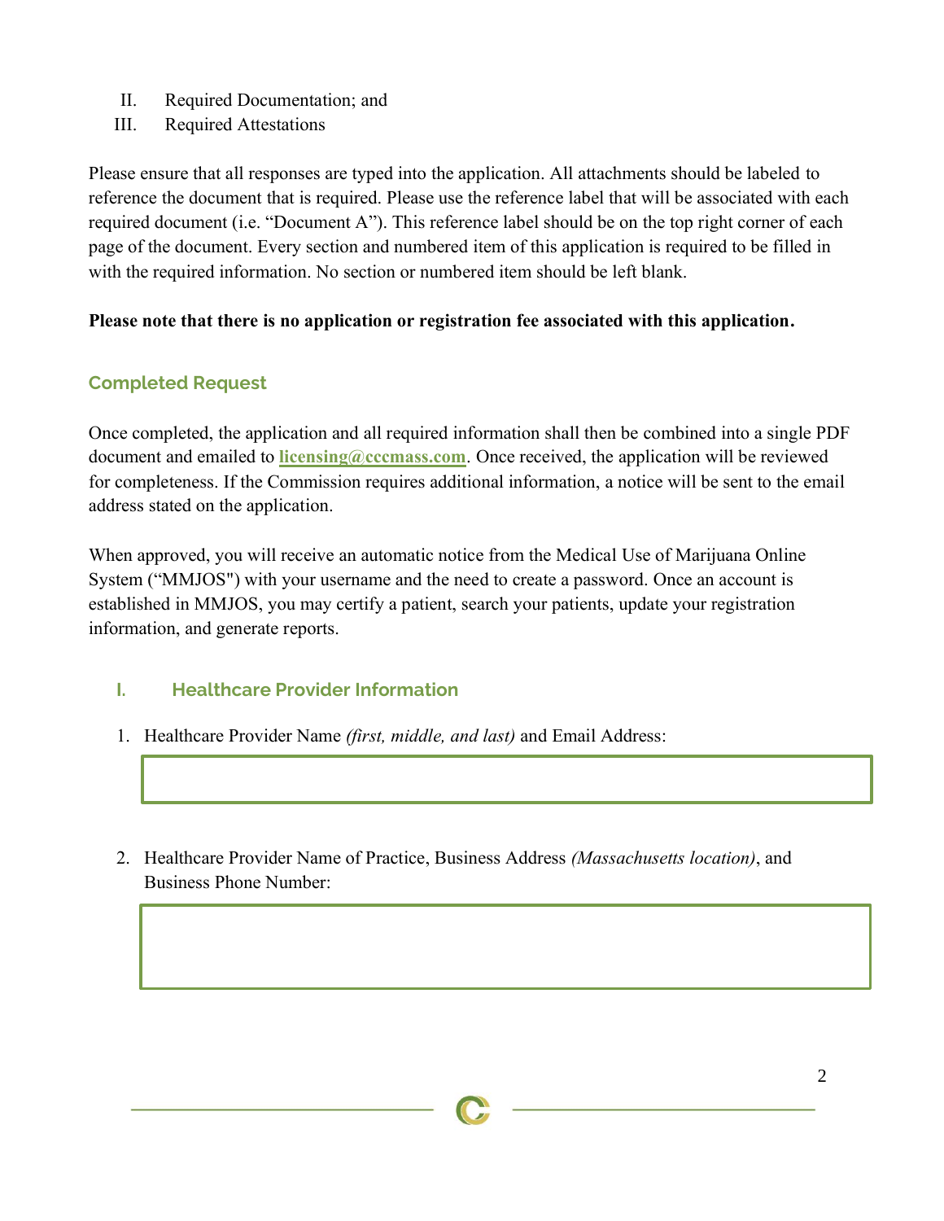II. Required Documentation; and
III. Required Attestations

Please ensure that all responses are typed into the application. All attachments should be labeled to reference the document that is required. Please use the reference label that will be associated with each required document (i.e. "Document A"). This reference label should be on the top right corner of each page of the document. Every section and numbered item of this application is required to be filled in with the required information. No section or numbered item should be left blank.

**Please note that there is no application or registration fee associated with this application.**

## Completed Request

Once completed, the application and all required information shall then be combined into a single PDF document and emailed to **licensing@cccmass.com**. Once received, the application will be reviewed for completeness. If the Commission requires additional information, a notice will be sent to the email address stated on the application.

When approved, you will receive an automatic notice from the Medical Use of Marijuana Online System ("MMJOS") with your username and the need to create a password. Once an account is established in MMJOS, you may certify a patient, search your patients, update your registration information, and generate reports.

## I. Healthcare Provider Information

1. Healthcare Provider Name *(first, middle, and last)* and Email Address:

2. Healthcare Provider Name of Practice, Business Address *(Massachusetts location)*, and Business Phone Number: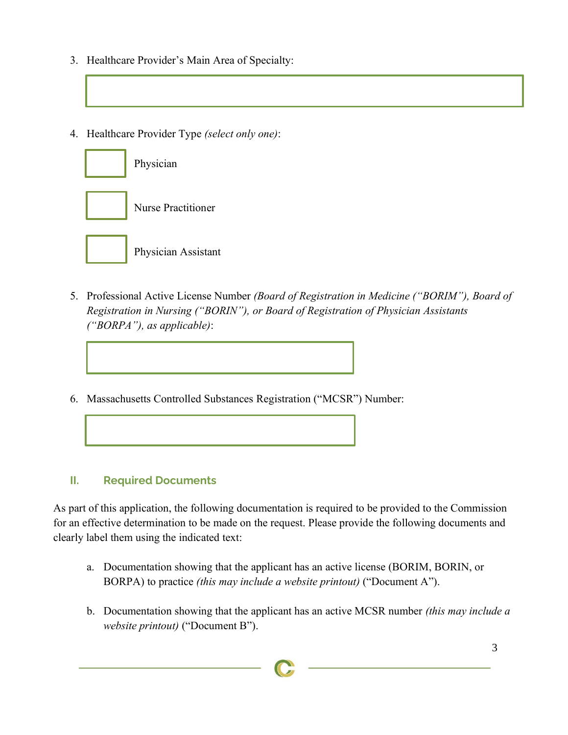3. Healthcare Provider's Main Area of Specialty:

4. Healthcare Provider Type *(select only one)*:

   ☐ Physician

   ☐ Nurse Practitioner

   ☐ Physician Assistant

5. Professional Active License Number *(Board of Registration in Medicine ("BORIM"), Board of Registration in Nursing ("BORIN"), or Board of Registration of Physician Assistants ("BORPA"), as applicable)*:

6. Massachusetts Controlled Substances Registration ("MCSR") Number:

## II. Required Documents

As part of this application, the following documentation is required to be provided to the Commission for an effective determination to be made on the request. Please provide the following documents and clearly label them using the indicated text:

a. Documentation showing that the applicant has an active license (BORIM, BORIN, or BORPA) to practice *(this may include a website printout)* ("Document A").

b. Documentation showing that the applicant has an active MCSR number *(this may include a website printout)* ("Document B").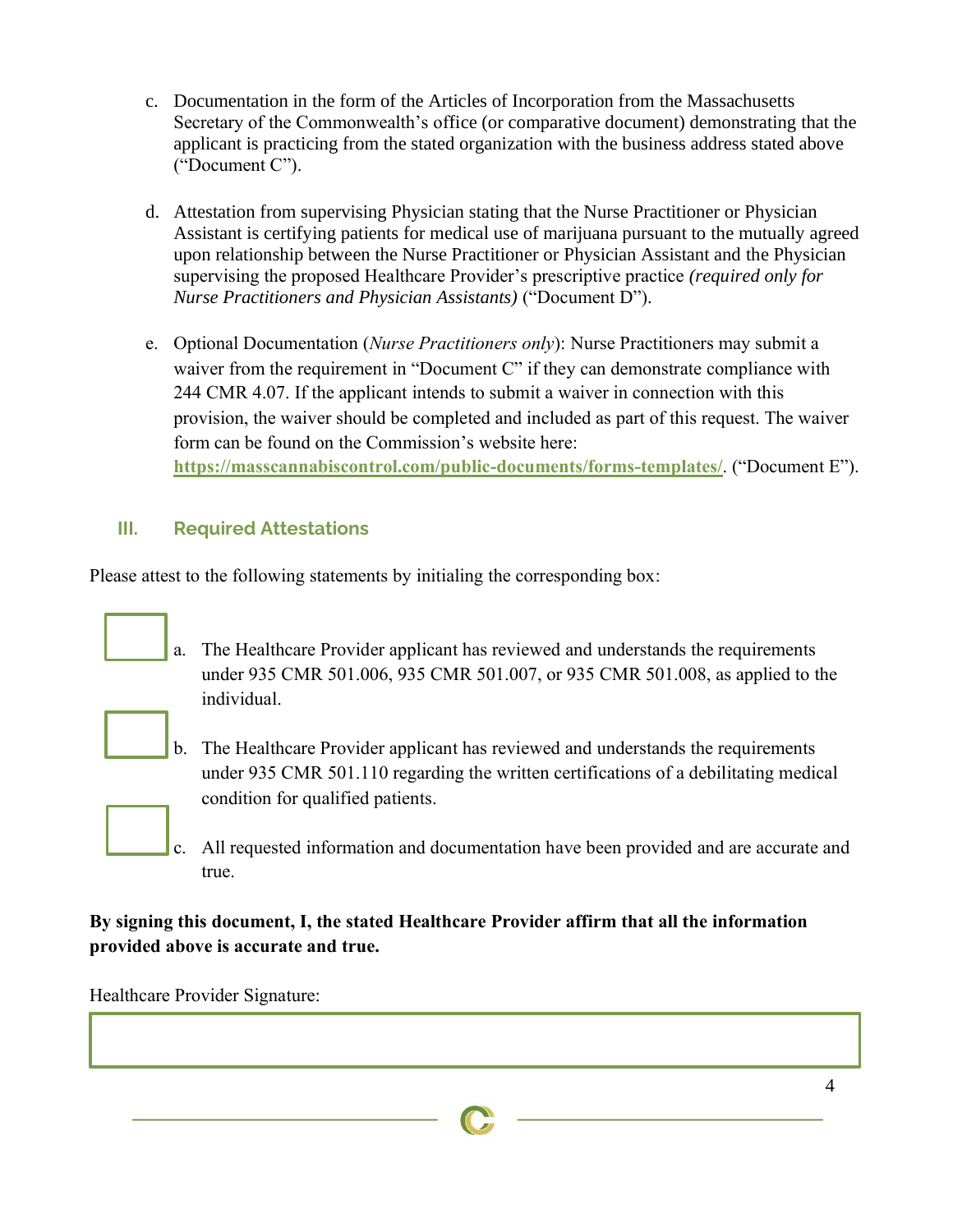c. Documentation in the form of the Articles of Incorporation from the Massachusetts Secretary of the Commonwealth's office (or comparative document) demonstrating that the applicant is practicing from the stated organization with the business address stated above ("Document C").

d. Attestation from supervising Physician stating that the Nurse Practitioner or Physician Assistant is certifying patients for medical use of marijuana pursuant to the mutually agreed upon relationship between the Nurse Practitioner or Physician Assistant and the Physician supervising the proposed Healthcare Provider's prescriptive practice *(required only for Nurse Practitioners and Physician Assistants)* ("Document D").

e. Optional Documentation (*Nurse Practitioners only*): Nurse Practitioners may submit a waiver from the requirement in "Document C" if they can demonstrate compliance with 244 CMR 4.07. If the applicant intends to submit a waiver in connection with this provision, the waiver should be completed and included as part of this request. The waiver form can be found on the Commission's website here: **https://masscannabiscontrol.com/public-documents/forms-templates/**. ("Document E").

## III. Required Attestations

Please attest to the following statements by initialing the corresponding box:

☐ a. The Healthcare Provider applicant has reviewed and understands the requirements under 935 CMR 501.006, 935 CMR 501.007, or 935 CMR 501.008, as applied to the individual.

☐ b. The Healthcare Provider applicant has reviewed and understands the requirements under 935 CMR 501.110 regarding the written certifications of a debilitating medical condition for qualified patients.

☐ c. All requested information and documentation have been provided and are accurate and true.

**By signing this document, I, the stated Healthcare Provider affirm that all the information provided above is accurate and true.**

Healthcare Provider Signature:

______________________________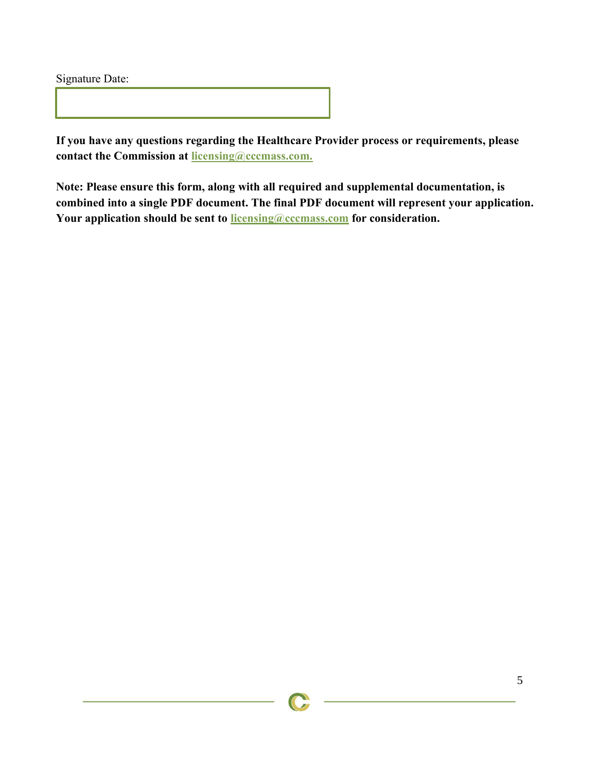Signature Date:

| |
|---|
| |

**If you have any questions regarding the Healthcare Provider process or requirements, please contact the Commission at licensing@cccmass.com.**

**Note: Please ensure this form, along with all required and supplemental documentation, is combined into a single PDF document. The final PDF document will represent your application. Your application should be sent to licensing@cccmass.com for consideration.**